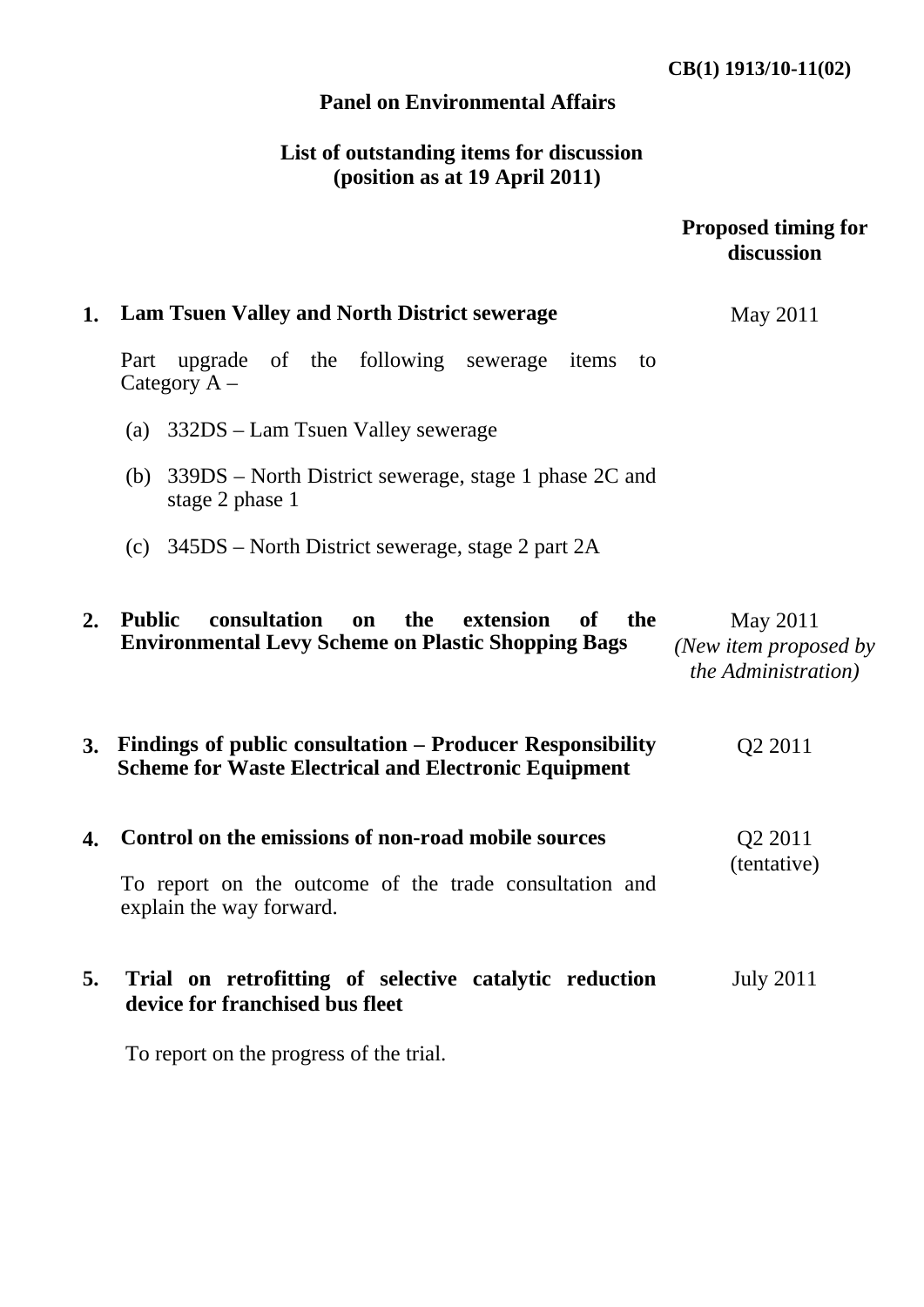CB(1) 1913/10-11(02)

## Panel on Environmental Affairs

### List of outstanding items for discussion (position as at 19 April 2011)

| | | Proposed timing for discussion |
|---|---|---|
| 1. | **Lam Tsuen Valley and North District sewerage**<br><br>Part upgrade of the following sewerage items to Category A –<br><br>(a) 332DS – Lam Tsuen Valley sewerage<br><br>(b) 339DS – North District sewerage, stage 1 phase 2C and stage 2 phase 1<br><br>(c) 345DS – North District sewerage, stage 2 part 2A | May 2011 |
| 2. | **Public consultation on the extension of the Environmental Levy Scheme on Plastic Shopping Bags** | May 2011<br>*(New item proposed by the Administration)* |
| 3. | **Findings of public consultation – Producer Responsibility Scheme for Waste Electrical and Electronic Equipment** | Q2 2011 |
| 4. | **Control on the emissions of non-road mobile sources**<br><br>To report on the outcome of the trade consultation and explain the way forward. | Q2 2011<br>(tentative) |
| 5. | **Trial on retrofitting of selective catalytic reduction device for franchised bus fleet**<br><br>To report on the progress of the trial. | July 2011 |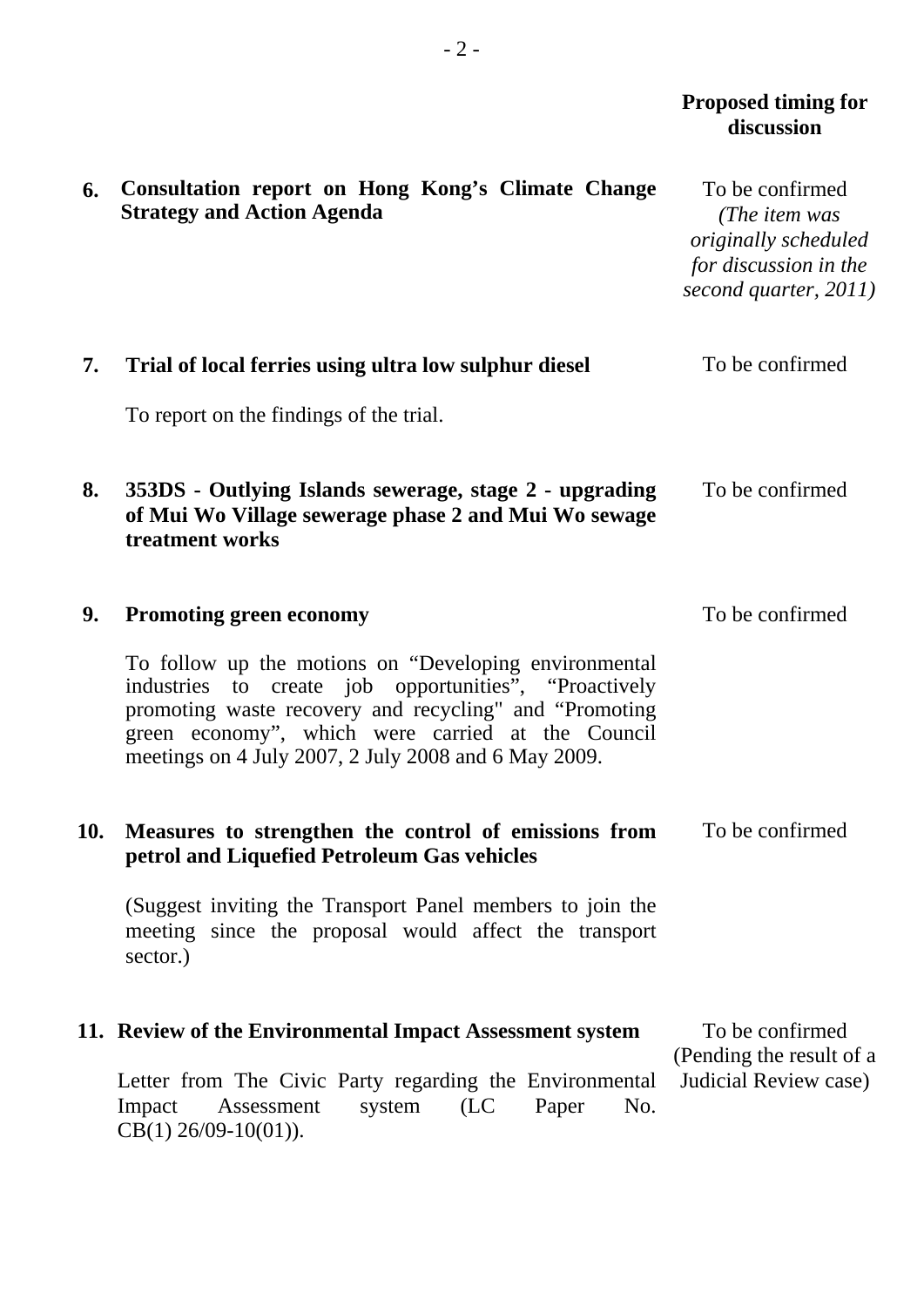| | | Proposed timing for discussion |
|---|---|---|
| **6.** | **Consultation report on Hong Kong's Climate Change Strategy and Action Agenda** | To be confirmed *(The item was originally scheduled for discussion in the second quarter, 2011)* |
| **7.** | **Trial of local ferries using ultra low sulphur diesel**<br><br>To report on the findings of the trial. | To be confirmed |
| **8.** | **353DS - Outlying Islands sewerage, stage 2 - upgrading of Mui Wo Village sewerage phase 2 and Mui Wo sewage treatment works** | To be confirmed |
| **9.** | **Promoting green economy**<br><br>To follow up the motions on "Developing environmental industries to create job opportunities", "Proactively promoting waste recovery and recycling" and "Promoting green economy", which were carried at the Council meetings on 4 July 2007, 2 July 2008 and 6 May 2009. | To be confirmed |
| **10.** | **Measures to strengthen the control of emissions from petrol and Liquefied Petroleum Gas vehicles**<br><br>(Suggest inviting the Transport Panel members to join the meeting since the proposal would affect the transport sector.) | To be confirmed |
| **11.** | **Review of the Environmental Impact Assessment system**<br><br>Letter from The Civic Party regarding the Environmental Impact Assessment system (LC Paper No. CB(1) 26/09-10(01)). | To be confirmed (Pending the result of a Judicial Review case) |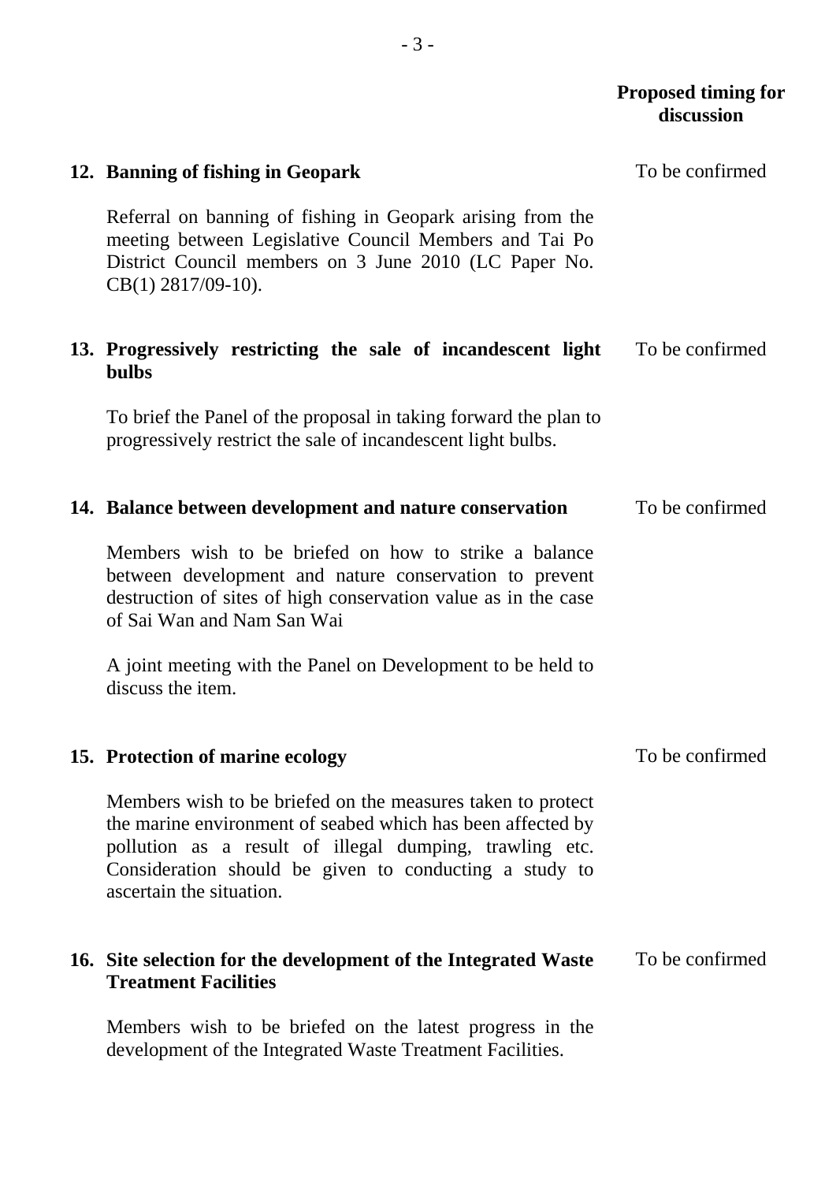**Proposed timing for discussion**

**12. Banning of fishing in Geopark** — To be confirmed

Referral on banning of fishing in Geopark arising from the meeting between Legislative Council Members and Tai Po District Council members on 3 June 2010 (LC Paper No. CB(1) 2817/09-10).

**13. Progressively restricting the sale of incandescent light bulbs** — To be confirmed

To brief the Panel of the proposal in taking forward the plan to progressively restrict the sale of incandescent light bulbs.

**14. Balance between development and nature conservation** — To be confirmed

Members wish to be briefed on how to strike a balance between development and nature conservation to prevent destruction of sites of high conservation value as in the case of Sai Wan and Nam San Wai

A joint meeting with the Panel on Development to be held to discuss the item.

**15. Protection of marine ecology** — To be confirmed

Members wish to be briefed on the measures taken to protect the marine environment of seabed which has been affected by pollution as a result of illegal dumping, trawling etc. Consideration should be given to conducting a study to ascertain the situation.

**16. Site selection for the development of the Integrated Waste Treatment Facilities** — To be confirmed

Members wish to be briefed on the latest progress in the development of the Integrated Waste Treatment Facilities.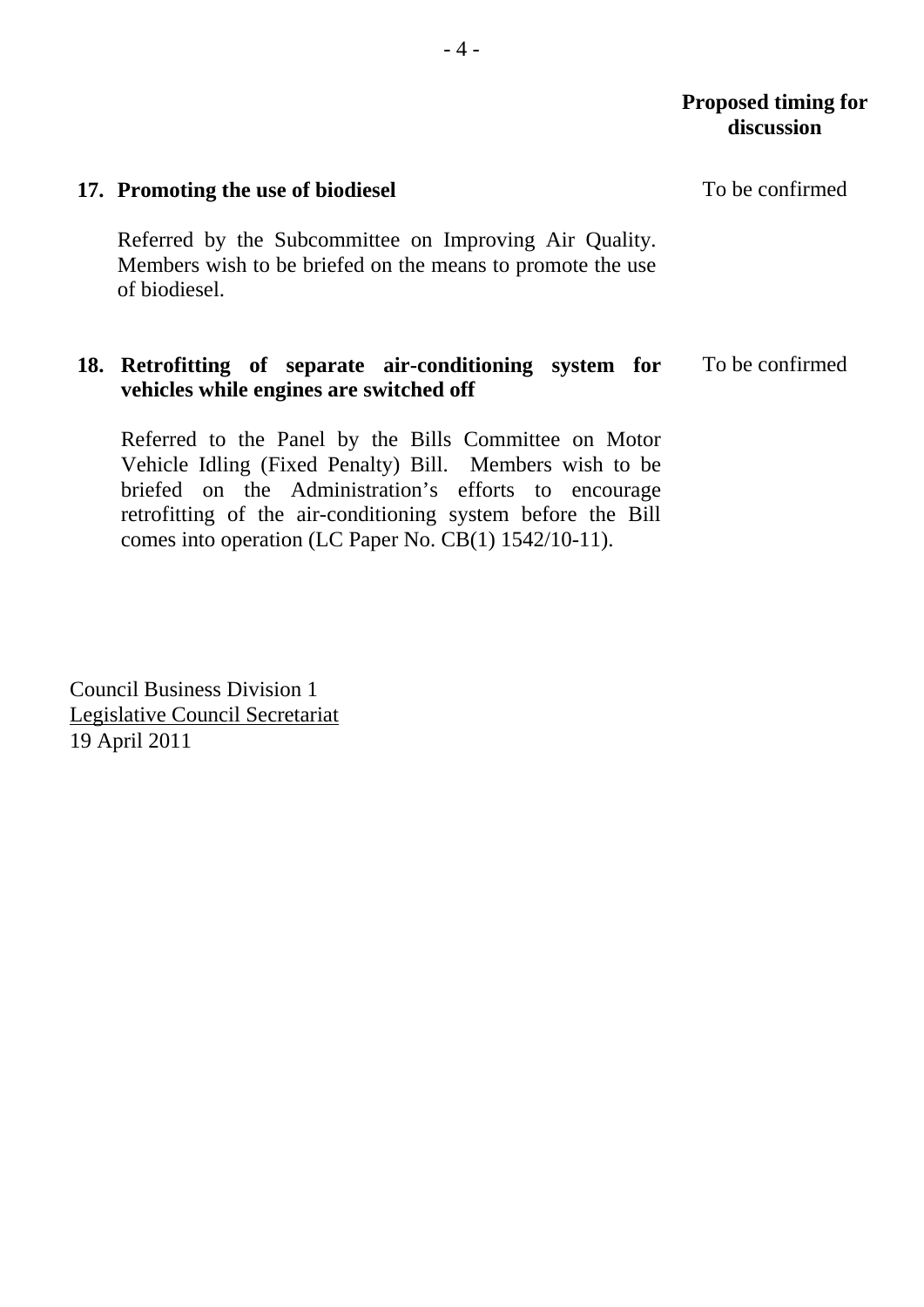**Proposed timing for discussion**

**17. Promoting the use of biodiesel** — To be confirmed

Referred by the Subcommittee on Improving Air Quality. Members wish to be briefed on the means to promote the use of biodiesel.

**18. Retrofitting of separate air-conditioning system for vehicles while engines are switched off** — To be confirmed

Referred to the Panel by the Bills Committee on Motor Vehicle Idling (Fixed Penalty) Bill. Members wish to be briefed on the Administration's efforts to encourage retrofitting of the air-conditioning system before the Bill comes into operation (LC Paper No. CB(1) 1542/10-11).

Council Business Division 1
Legislative Council Secretariat
19 April 2011